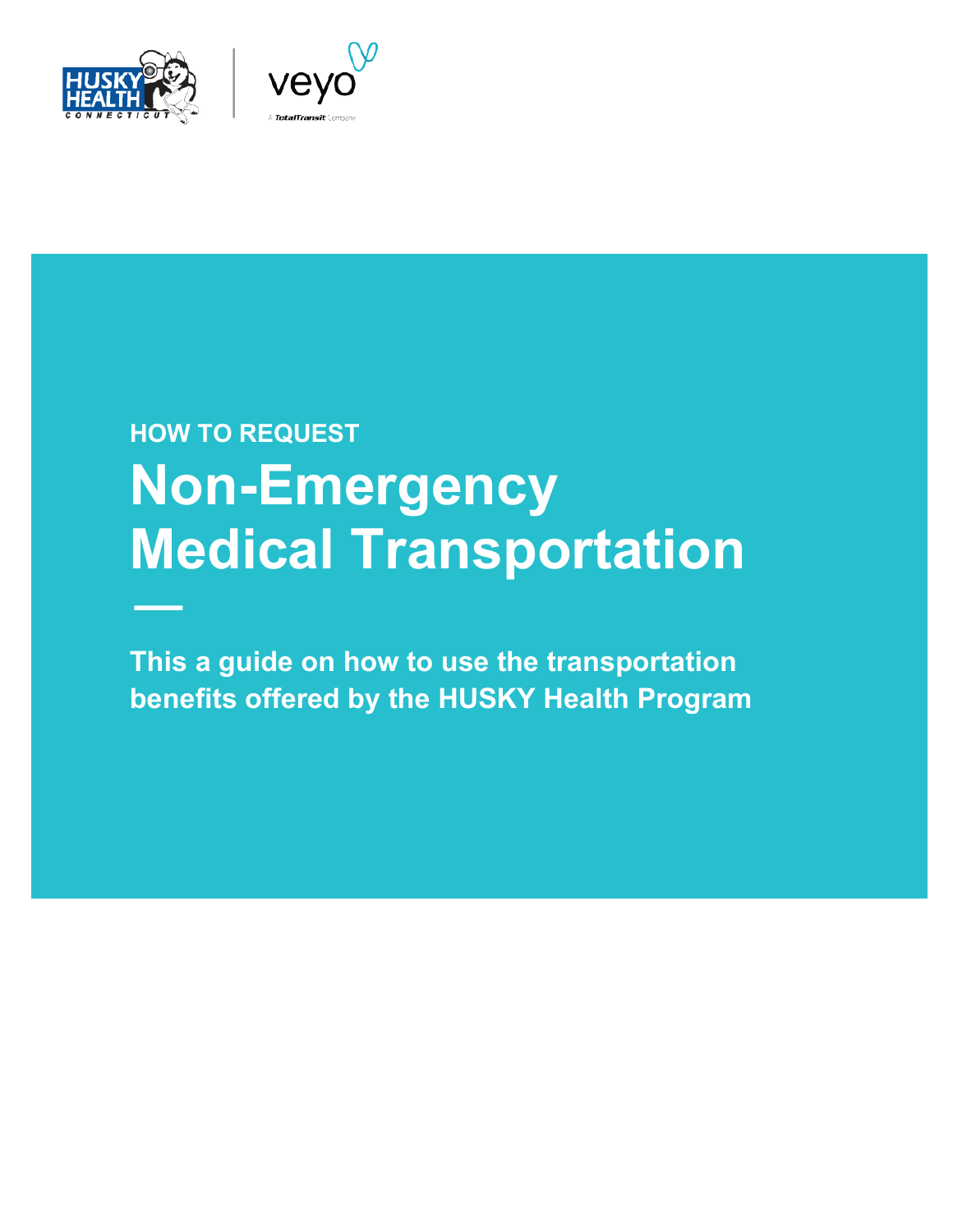HOW TO REQUEST

# Non-Emergency Medical Transportation

—

**This a guide on how to use the transportation benefits offered by the HUSKY Health Program**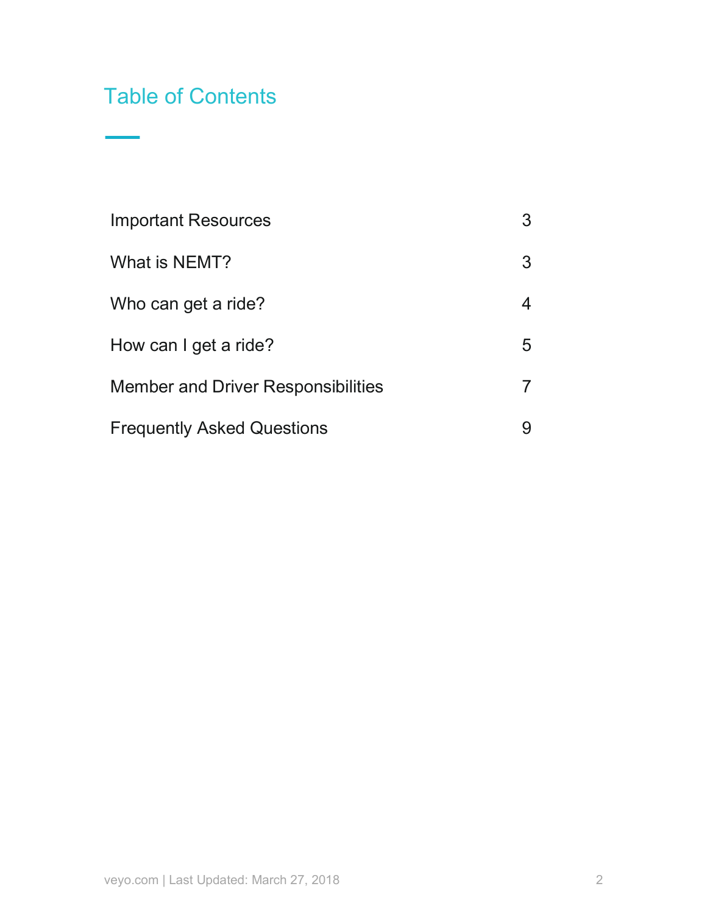# Table of Contents

| | |
|---|---|
| Important Resources | 3 |
| What is NEMT? | 3 |
| Who can get a ride? | 4 |
| How can I get a ride? | 5 |
| Member and Driver Responsibilities | 7 |
| Frequently Asked Questions | 9 |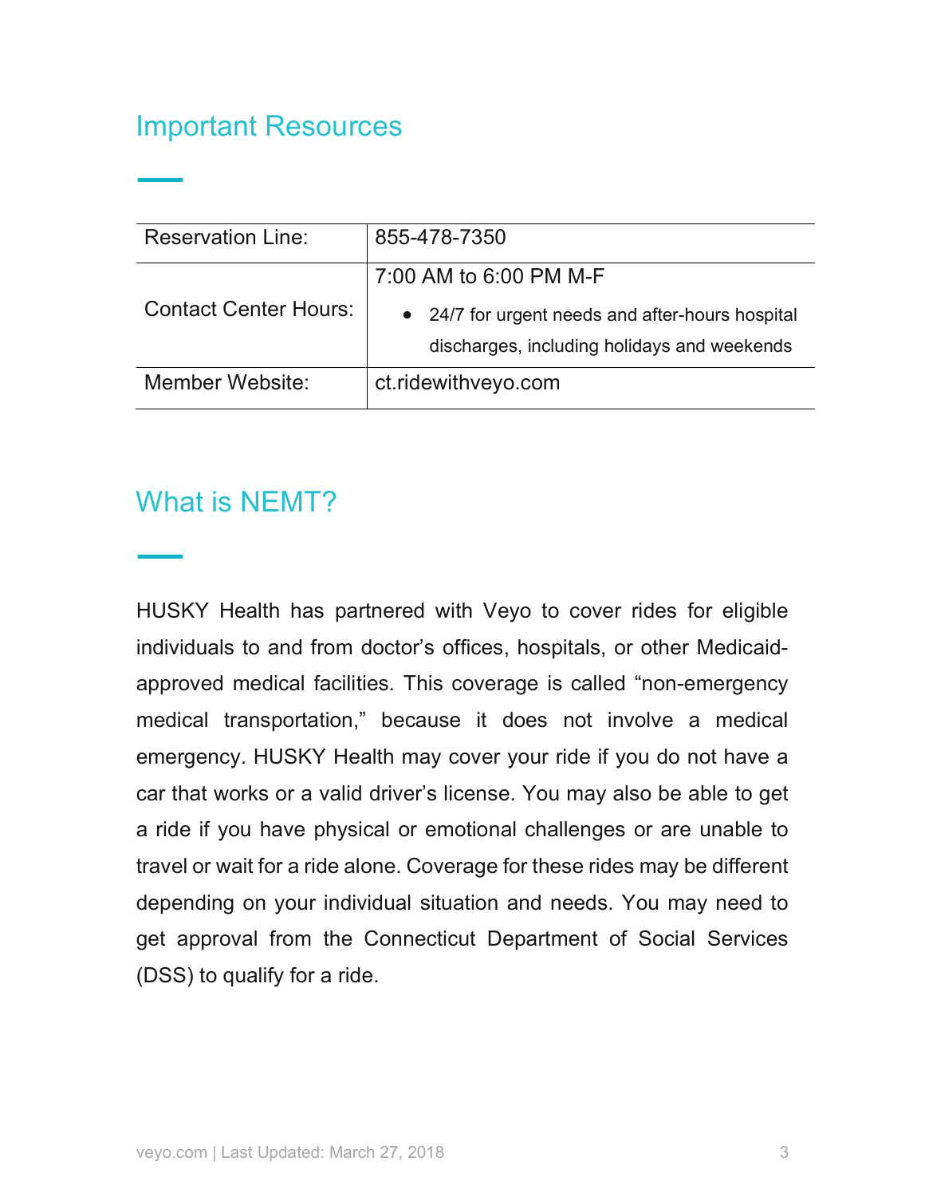## Important Resources

| | |
|---|---|
| Reservation Line: | 855-478-7350 |
| Contact Center Hours: | 7:00 AM to 6:00 PM M-F<br>• 24/7 for urgent needs and after-hours hospital discharges, including holidays and weekends |
| Member Website: | ct.ridewithveyo.com |

## What is NEMT?

HUSKY Health has partnered with Veyo to cover rides for eligible individuals to and from doctor's offices, hospitals, or other Medicaid-approved medical facilities. This coverage is called "non-emergency medical transportation," because it does not involve a medical emergency. HUSKY Health may cover your ride if you do not have a car that works or a valid driver's license. You may also be able to get a ride if you have physical or emotional challenges or are unable to travel or wait for a ride alone. Coverage for these rides may be different depending on your individual situation and needs. You may need to get approval from the Connecticut Department of Social Services (DSS) to qualify for a ride.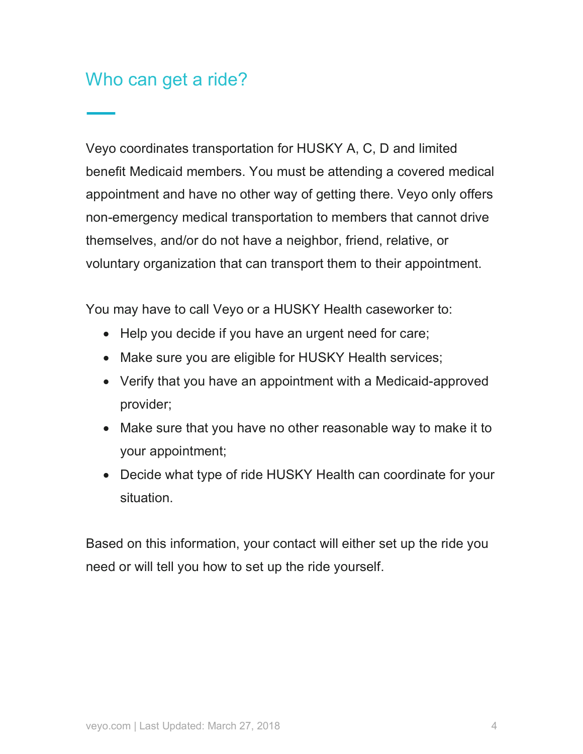## Who can get a ride?

Veyo coordinates transportation for HUSKY A, C, D and limited benefit Medicaid members. You must be attending a covered medical appointment and have no other way of getting there. Veyo only offers non-emergency medical transportation to members that cannot drive themselves, and/or do not have a neighbor, friend, relative, or voluntary organization that can transport them to their appointment.

You may have to call Veyo or a HUSKY Health caseworker to:

- Help you decide if you have an urgent need for care;
- Make sure you are eligible for HUSKY Health services;
- Verify that you have an appointment with a Medicaid-approved provider;
- Make sure that you have no other reasonable way to make it to your appointment;
- Decide what type of ride HUSKY Health can coordinate for your situation.

Based on this information, your contact will either set up the ride you need or will tell you how to set up the ride yourself.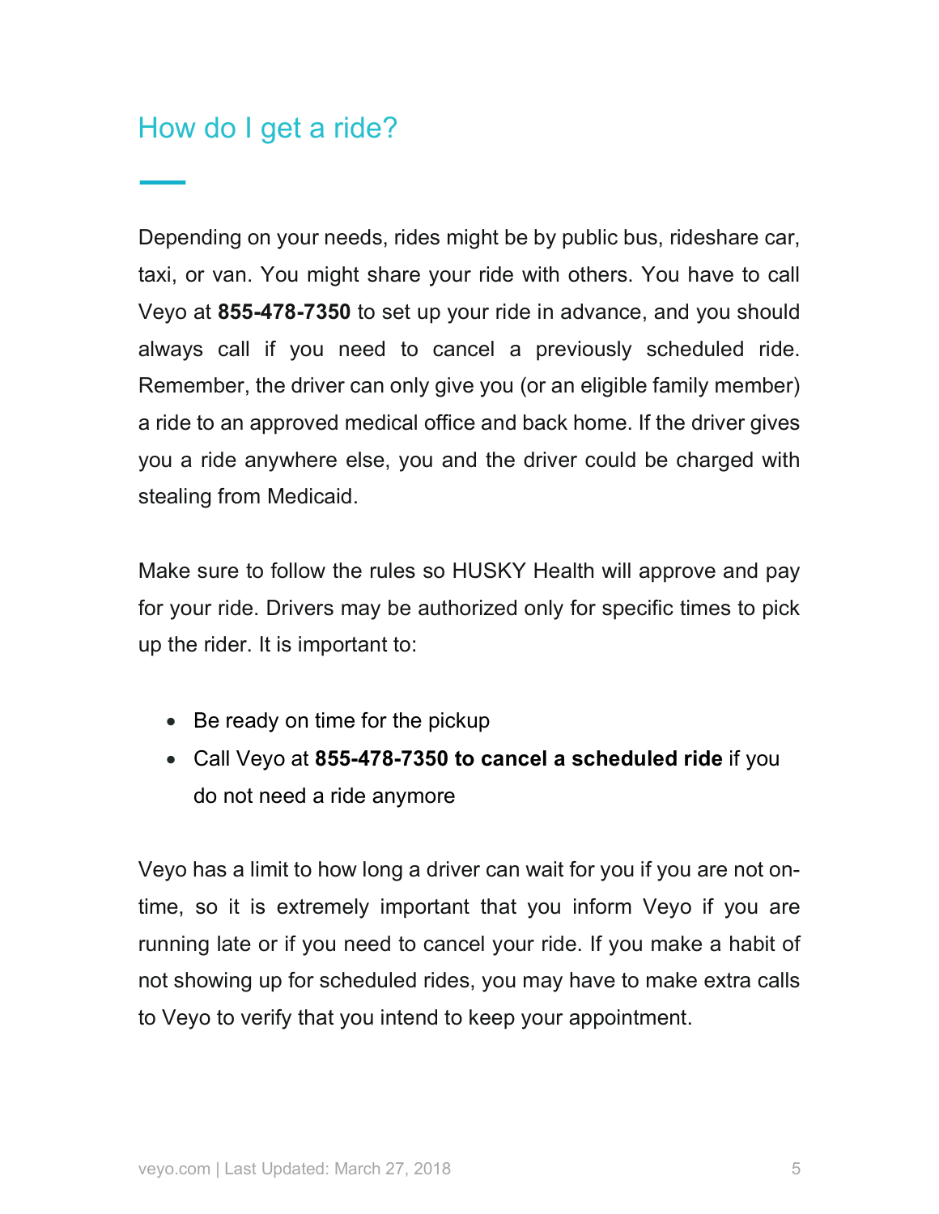## How do I get a ride?

Depending on your needs, rides might be by public bus, rideshare car, taxi, or van. You might share your ride with others. You have to call Veyo at **855-478-7350** to set up your ride in advance, and you should always call if you need to cancel a previously scheduled ride. Remember, the driver can only give you (or an eligible family member) a ride to an approved medical office and back home. If the driver gives you a ride anywhere else, you and the driver could be charged with stealing from Medicaid.

Make sure to follow the rules so HUSKY Health will approve and pay for your ride. Drivers may be authorized only for specific times to pick up the rider. It is important to:

- Be ready on time for the pickup
- Call Veyo at **855-478-7350 to cancel a scheduled ride** if you do not need a ride anymore

Veyo has a limit to how long a driver can wait for you if you are not on-time, so it is extremely important that you inform Veyo if you are running late or if you need to cancel your ride. If you make a habit of not showing up for scheduled rides, you may have to make extra calls to Veyo to verify that you intend to keep your appointment.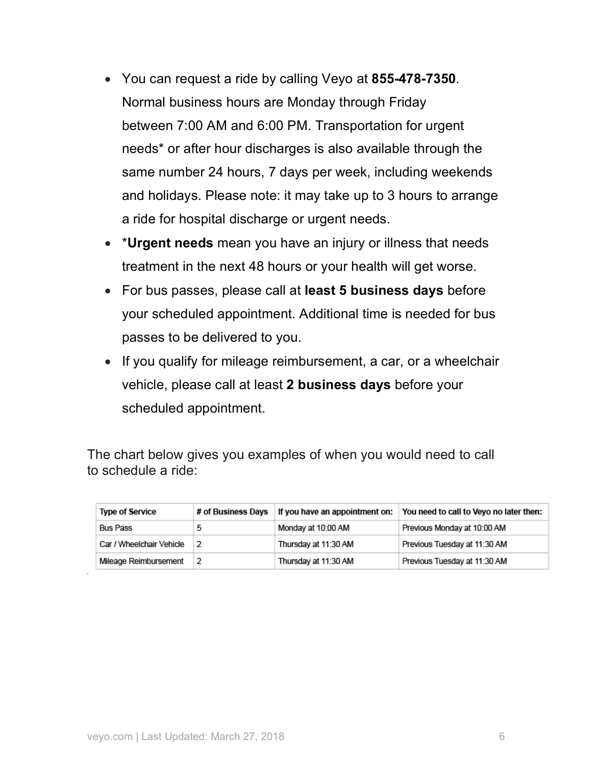- You can request a ride by calling Veyo at **855-478-7350**. Normal business hours are Monday through Friday between 7:00 AM and 6:00 PM. Transportation for urgent needs* or after hour discharges is also available through the same number 24 hours, 7 days per week, including weekends and holidays. Please note: it may take up to 3 hours to arrange a ride for hospital discharge or urgent needs.
- ***Urgent needs** mean you have an injury or illness that needs treatment in the next 48 hours or your health will get worse.
- For bus passes, please call at **least 5 business days** before your scheduled appointment. Additional time is needed for bus passes to be delivered to you.
- If you qualify for mileage reimbursement, a car, or a wheelchair vehicle, please call at least **2 business days** before your scheduled appointment.

The chart below gives you examples of when you would need to call to schedule a ride:

| Type of Service | # of Business Days | If you have an appointment on: | You need to call to Veyo no later then: |
|---|---|---|---|
| Bus Pass | 5 | Monday at 10:00 AM | Previous Monday at 10:00 AM |
| Car / Wheelchair Vehicle | 2 | Thursday at 11:30 AM | Previous Tuesday at 11:30 AM |
| Mileage Reimbursement | 2 | Thursday at 11:30 AM | Previous Tuesday at 11:30 AM |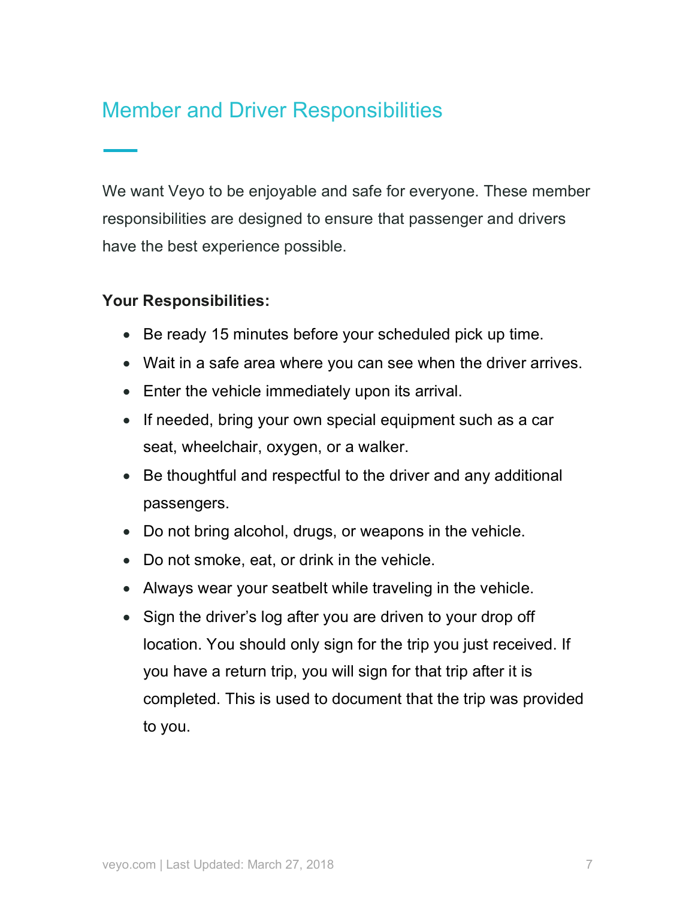## Member and Driver Responsibilities

We want Veyo to be enjoyable and safe for everyone. These member responsibilities are designed to ensure that passenger and drivers have the best experience possible.

**Your Responsibilities:**

- Be ready 15 minutes before your scheduled pick up time.
- Wait in a safe area where you can see when the driver arrives.
- Enter the vehicle immediately upon its arrival.
- If needed, bring your own special equipment such as a car seat, wheelchair, oxygen, or a walker.
- Be thoughtful and respectful to the driver and any additional passengers.
- Do not bring alcohol, drugs, or weapons in the vehicle.
- Do not smoke, eat, or drink in the vehicle.
- Always wear your seatbelt while traveling in the vehicle.
- Sign the driver's log after you are driven to your drop off location. You should only sign for the trip you just received. If you have a return trip, you will sign for that trip after it is completed. This is used to document that the trip was provided to you.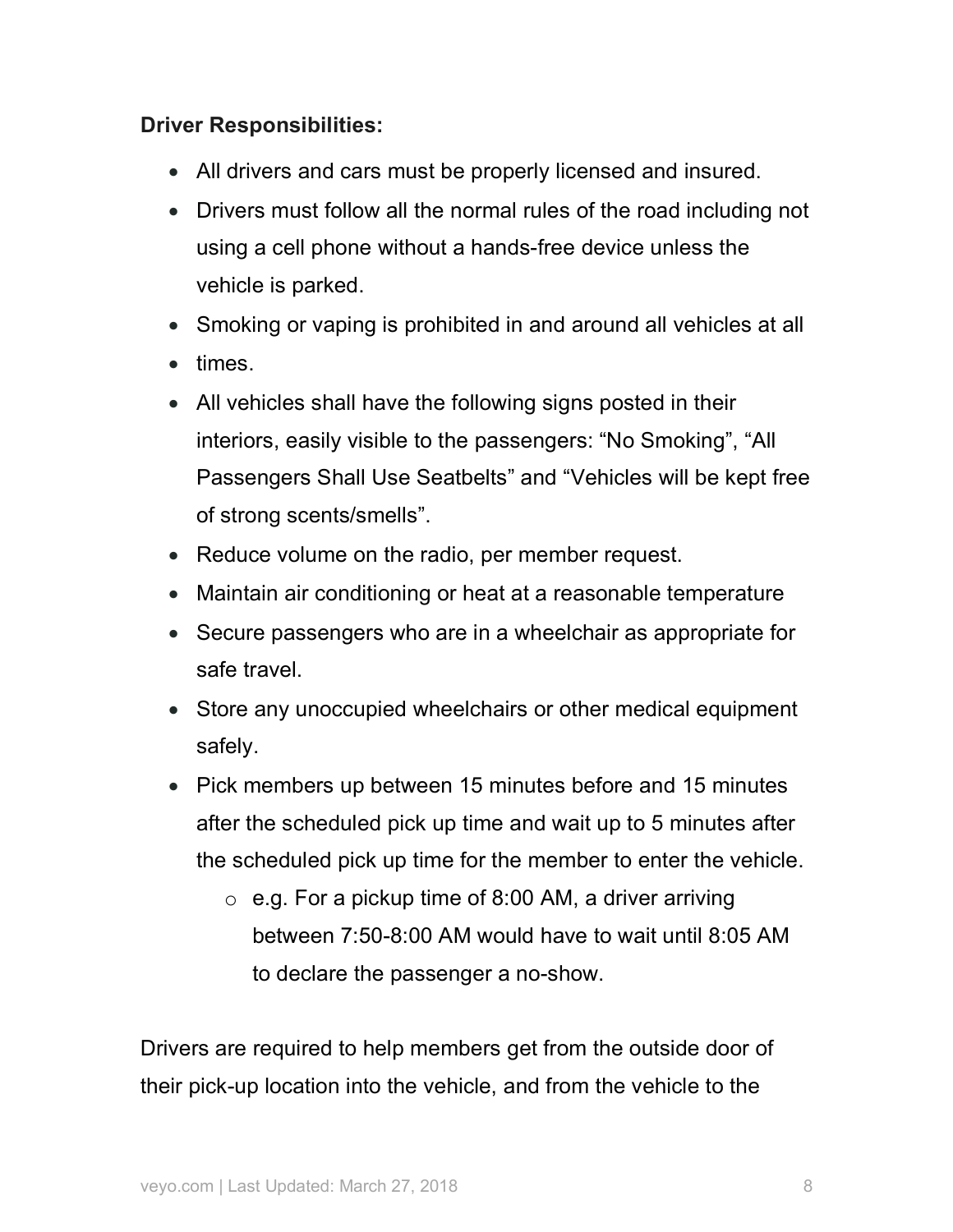**Driver Responsibilities:**

- All drivers and cars must be properly licensed and insured.
- Drivers must follow all the normal rules of the road including not using a cell phone without a hands-free device unless the vehicle is parked.
- Smoking or vaping is prohibited in and around all vehicles at all
- times.
- All vehicles shall have the following signs posted in their interiors, easily visible to the passengers: "No Smoking", "All Passengers Shall Use Seatbelts" and "Vehicles will be kept free of strong scents/smells".
- Reduce volume on the radio, per member request.
- Maintain air conditioning or heat at a reasonable temperature
- Secure passengers who are in a wheelchair as appropriate for safe travel.
- Store any unoccupied wheelchairs or other medical equipment safely.
- Pick members up between 15 minutes before and 15 minutes after the scheduled pick up time and wait up to 5 minutes after the scheduled pick up time for the member to enter the vehicle.
    - e.g. For a pickup time of 8:00 AM, a driver arriving between 7:50-8:00 AM would have to wait until 8:05 AM to declare the passenger a no-show.

Drivers are required to help members get from the outside door of their pick-up location into the vehicle, and from the vehicle to the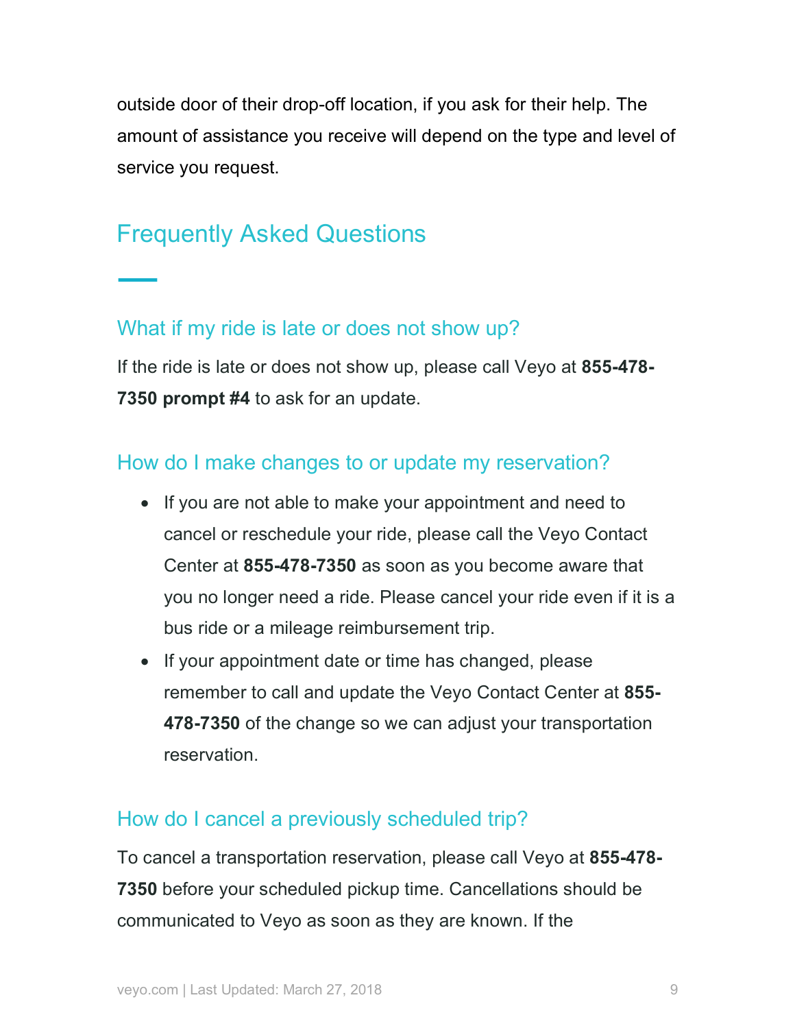outside door of their drop-off location, if you ask for their help. The amount of assistance you receive will depend on the type and level of service you request.

## Frequently Asked Questions

### What if my ride is late or does not show up?

If the ride is late or does not show up, please call Veyo at **855-478-7350 prompt #4** to ask for an update.

### How do I make changes to or update my reservation?

- If you are not able to make your appointment and need to cancel or reschedule your ride, please call the Veyo Contact Center at **855-478-7350** as soon as you become aware that you no longer need a ride. Please cancel your ride even if it is a bus ride or a mileage reimbursement trip.
- If your appointment date or time has changed, please remember to call and update the Veyo Contact Center at **855-478-7350** of the change so we can adjust your transportation reservation.

### How do I cancel a previously scheduled trip?

To cancel a transportation reservation, please call Veyo at **855-478-7350** before your scheduled pickup time. Cancellations should be communicated to Veyo as soon as they are known. If the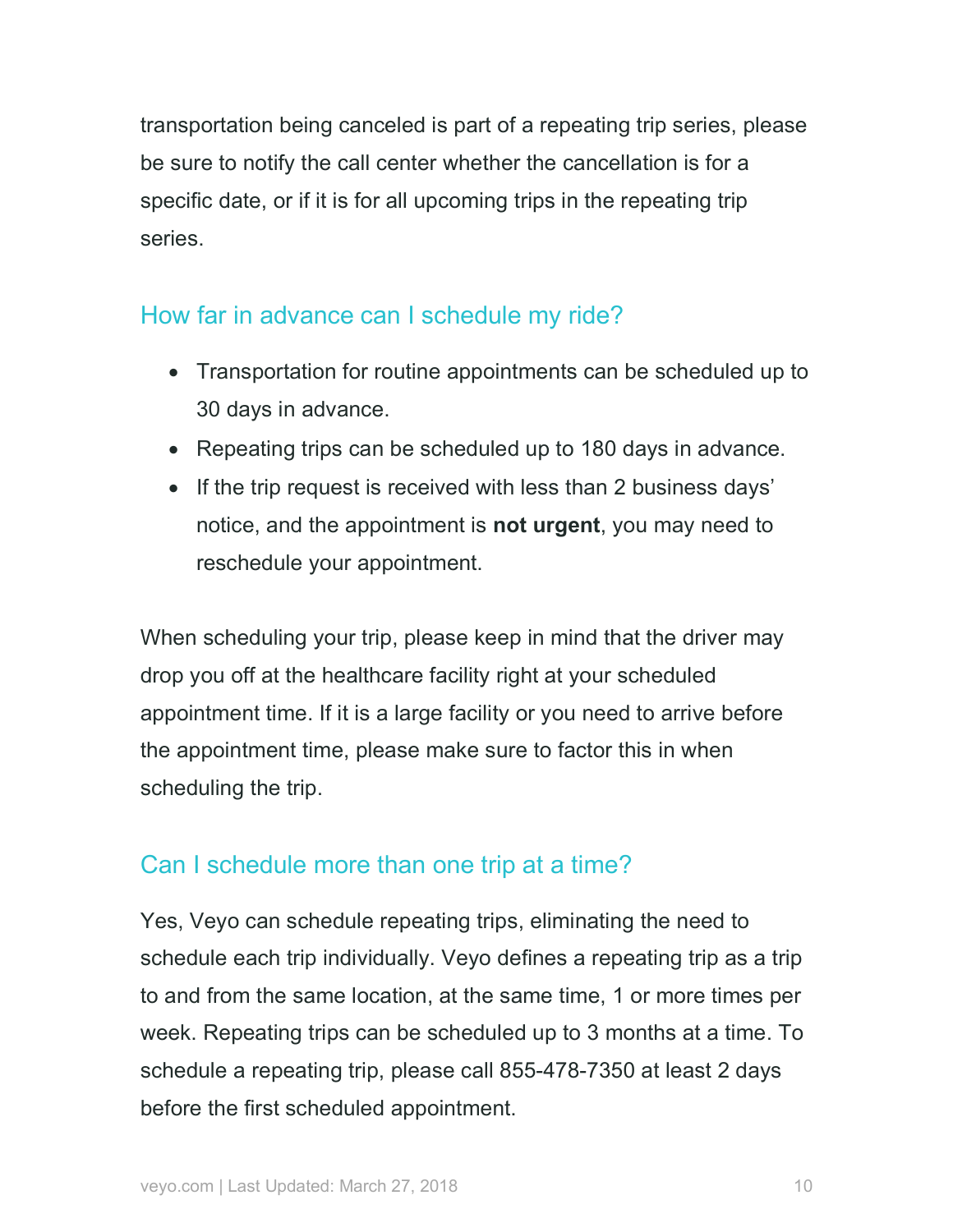transportation being canceled is part of a repeating trip series, please be sure to notify the call center whether the cancellation is for a specific date, or if it is for all upcoming trips in the repeating trip series.

## How far in advance can I schedule my ride?

- Transportation for routine appointments can be scheduled up to 30 days in advance.
- Repeating trips can be scheduled up to 180 days in advance.
- If the trip request is received with less than 2 business days' notice, and the appointment is **not urgent**, you may need to reschedule your appointment.

When scheduling your trip, please keep in mind that the driver may drop you off at the healthcare facility right at your scheduled appointment time. If it is a large facility or you need to arrive before the appointment time, please make sure to factor this in when scheduling the trip.

## Can I schedule more than one trip at a time?

Yes, Veyo can schedule repeating trips, eliminating the need to schedule each trip individually. Veyo defines a repeating trip as a trip to and from the same location, at the same time, 1 or more times per week. Repeating trips can be scheduled up to 3 months at a time. To schedule a repeating trip, please call 855-478-7350 at least 2 days before the first scheduled appointment.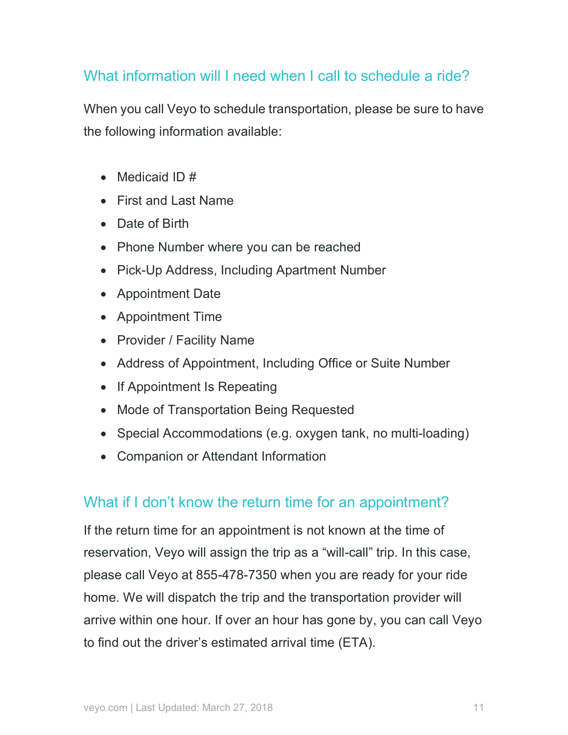## What information will I need when I call to schedule a ride?

When you call Veyo to schedule transportation, please be sure to have the following information available:

- Medicaid ID #
- First and Last Name
- Date of Birth
- Phone Number where you can be reached
- Pick-Up Address, Including Apartment Number
- Appointment Date
- Appointment Time
- Provider / Facility Name
- Address of Appointment, Including Office or Suite Number
- If Appointment Is Repeating
- Mode of Transportation Being Requested
- Special Accommodations (e.g. oxygen tank, no multi-loading)
- Companion or Attendant Information

## What if I don't know the return time for an appointment?

If the return time for an appointment is not known at the time of reservation, Veyo will assign the trip as a "will-call" trip. In this case, please call Veyo at 855-478-7350 when you are ready for your ride home. We will dispatch the trip and the transportation provider will arrive within one hour. If over an hour has gone by, you can call Veyo to find out the driver's estimated arrival time (ETA).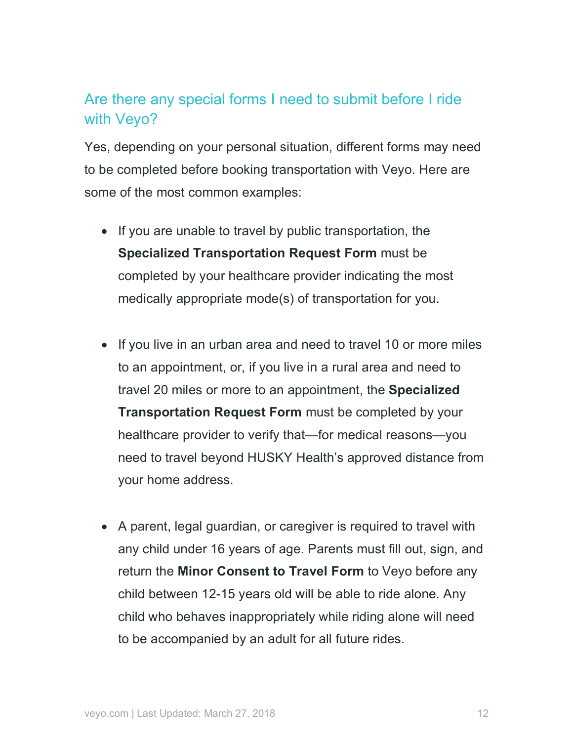## Are there any special forms I need to submit before I ride with Veyo?

Yes, depending on your personal situation, different forms may need to be completed before booking transportation with Veyo. Here are some of the most common examples:

- If you are unable to travel by public transportation, the **Specialized Transportation Request Form** must be completed by your healthcare provider indicating the most medically appropriate mode(s) of transportation for you.

- If you live in an urban area and need to travel 10 or more miles to an appointment, or, if you live in a rural area and need to travel 20 miles or more to an appointment, the **Specialized Transportation Request Form** must be completed by your healthcare provider to verify that—for medical reasons—you need to travel beyond HUSKY Health's approved distance from your home address.

- A parent, legal guardian, or caregiver is required to travel with any child under 16 years of age. Parents must fill out, sign, and return the **Minor Consent to Travel Form** to Veyo before any child between 12-15 years old will be able to ride alone. Any child who behaves inappropriately while riding alone will need to be accompanied by an adult for all future rides.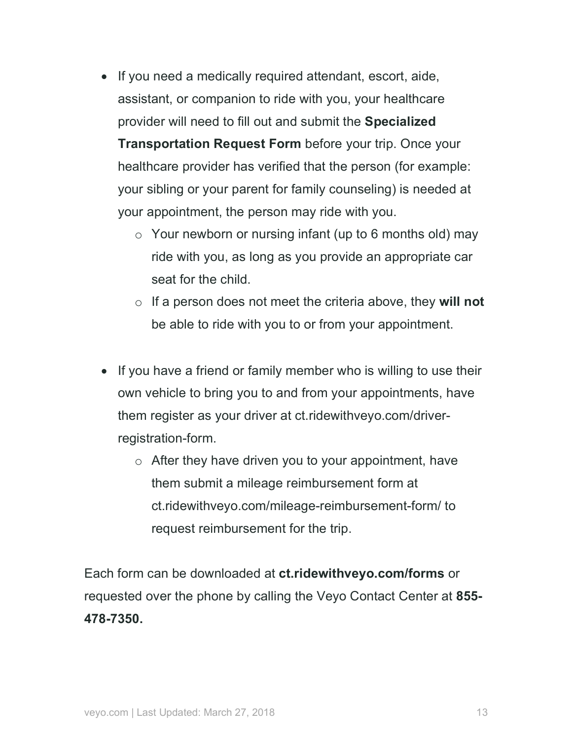- If you need a medically required attendant, escort, aide, assistant, or companion to ride with you, your healthcare provider will need to fill out and submit the **Specialized Transportation Request Form** before your trip. Once your healthcare provider has verified that the person (for example: your sibling or your parent for family counseling) is needed at your appointment, the person may ride with you.
  - Your newborn or nursing infant (up to 6 months old) may ride with you, as long as you provide an appropriate car seat for the child.
  - If a person does not meet the criteria above, they **will not** be able to ride with you to or from your appointment.

- If you have a friend or family member who is willing to use their own vehicle to bring you to and from your appointments, have them register as your driver at ct.ridewithveyo.com/driver-registration-form.
  - After they have driven you to your appointment, have them submit a mileage reimbursement form at ct.ridewithveyo.com/mileage-reimbursement-form/ to request reimbursement for the trip.

Each form can be downloaded at **ct.ridewithveyo.com/forms** or requested over the phone by calling the Veyo Contact Center at **855-478-7350.**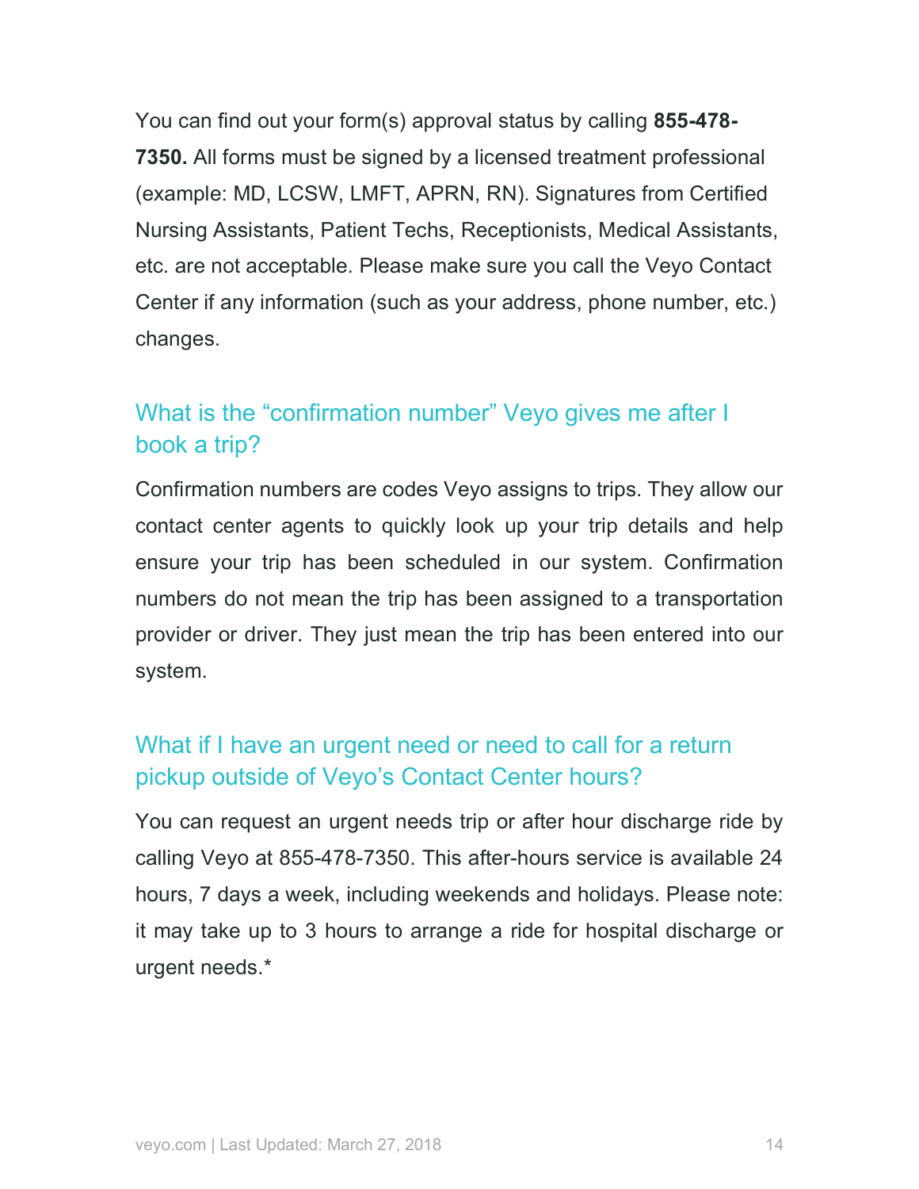You can find out your form(s) approval status by calling **855-478-7350.** All forms must be signed by a licensed treatment professional (example: MD, LCSW, LMFT, APRN, RN). Signatures from Certified Nursing Assistants, Patient Techs, Receptionists, Medical Assistants, etc. are not acceptable. Please make sure you call the Veyo Contact Center if any information (such as your address, phone number, etc.) changes.

## What is the “confirmation number” Veyo gives me after I book a trip?

Confirmation numbers are codes Veyo assigns to trips. They allow our contact center agents to quickly look up your trip details and help ensure your trip has been scheduled in our system. Confirmation numbers do not mean the trip has been assigned to a transportation provider or driver. They just mean the trip has been entered into our system.

## What if I have an urgent need or need to call for a return pickup outside of Veyo’s Contact Center hours?

You can request an urgent needs trip or after hour discharge ride by calling Veyo at 855-478-7350. This after-hours service is available 24 hours, 7 days a week, including weekends and holidays. Please note: it may take up to 3 hours to arrange a ride for hospital discharge or urgent needs.*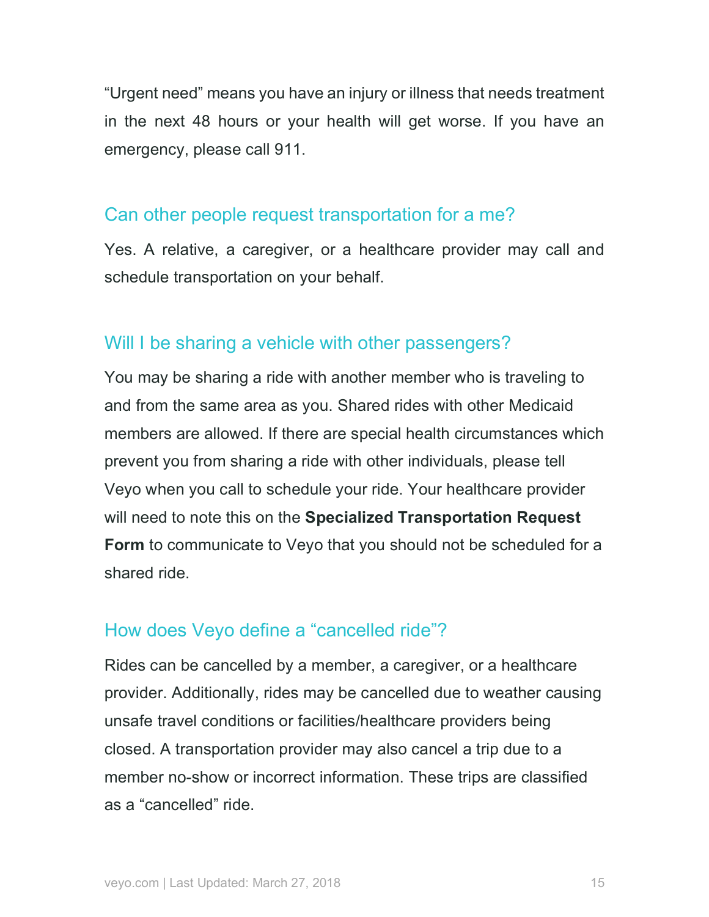"Urgent need" means you have an injury or illness that needs treatment in the next 48 hours or your health will get worse. If you have an emergency, please call 911.

## Can other people request transportation for a me?

Yes. A relative, a caregiver, or a healthcare provider may call and schedule transportation on your behalf.

## Will I be sharing a vehicle with other passengers?

You may be sharing a ride with another member who is traveling to and from the same area as you. Shared rides with other Medicaid members are allowed. If there are special health circumstances which prevent you from sharing a ride with other individuals, please tell Veyo when you call to schedule your ride. Your healthcare provider will need to note this on the **Specialized Transportation Request Form** to communicate to Veyo that you should not be scheduled for a shared ride.

## How does Veyo define a "cancelled ride"?

Rides can be cancelled by a member, a caregiver, or a healthcare provider. Additionally, rides may be cancelled due to weather causing unsafe travel conditions or facilities/healthcare providers being closed. A transportation provider may also cancel a trip due to a member no-show or incorrect information. These trips are classified as a "cancelled" ride.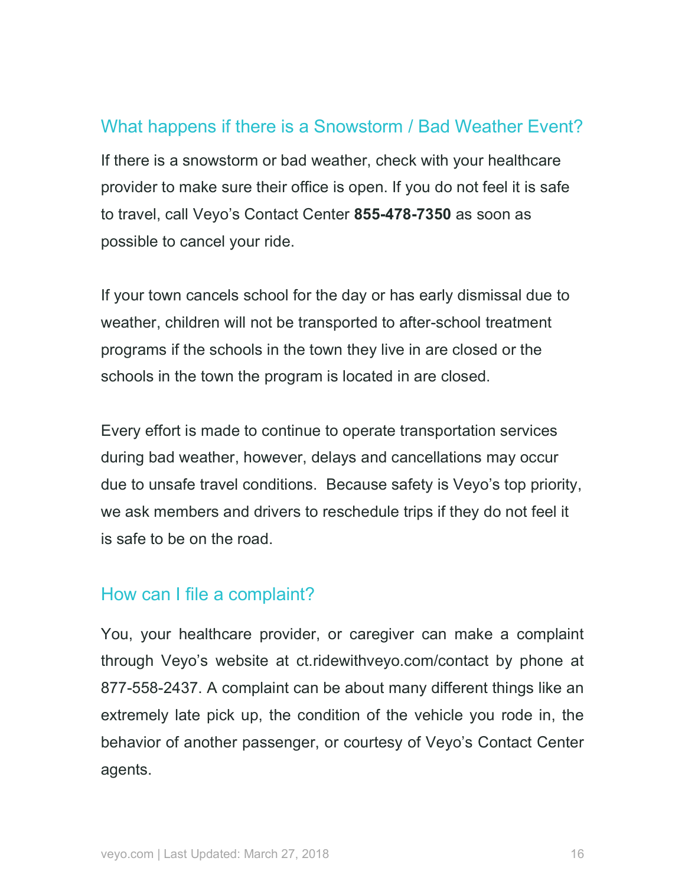## What happens if there is a Snowstorm / Bad Weather Event?

If there is a snowstorm or bad weather, check with your healthcare provider to make sure their office is open. If you do not feel it is safe to travel, call Veyo's Contact Center **855-478-7350** as soon as possible to cancel your ride.

If your town cancels school for the day or has early dismissal due to weather, children will not be transported to after-school treatment programs if the schools in the town they live in are closed or the schools in the town the program is located in are closed.

Every effort is made to continue to operate transportation services during bad weather, however, delays and cancellations may occur due to unsafe travel conditions. Because safety is Veyo's top priority, we ask members and drivers to reschedule trips if they do not feel it is safe to be on the road.

## How can I file a complaint?

You, your healthcare provider, or caregiver can make a complaint through Veyo's website at ct.ridewithveyo.com/contact by phone at 877-558-2437. A complaint can be about many different things like an extremely late pick up, the condition of the vehicle you rode in, the behavior of another passenger, or courtesy of Veyo's Contact Center agents.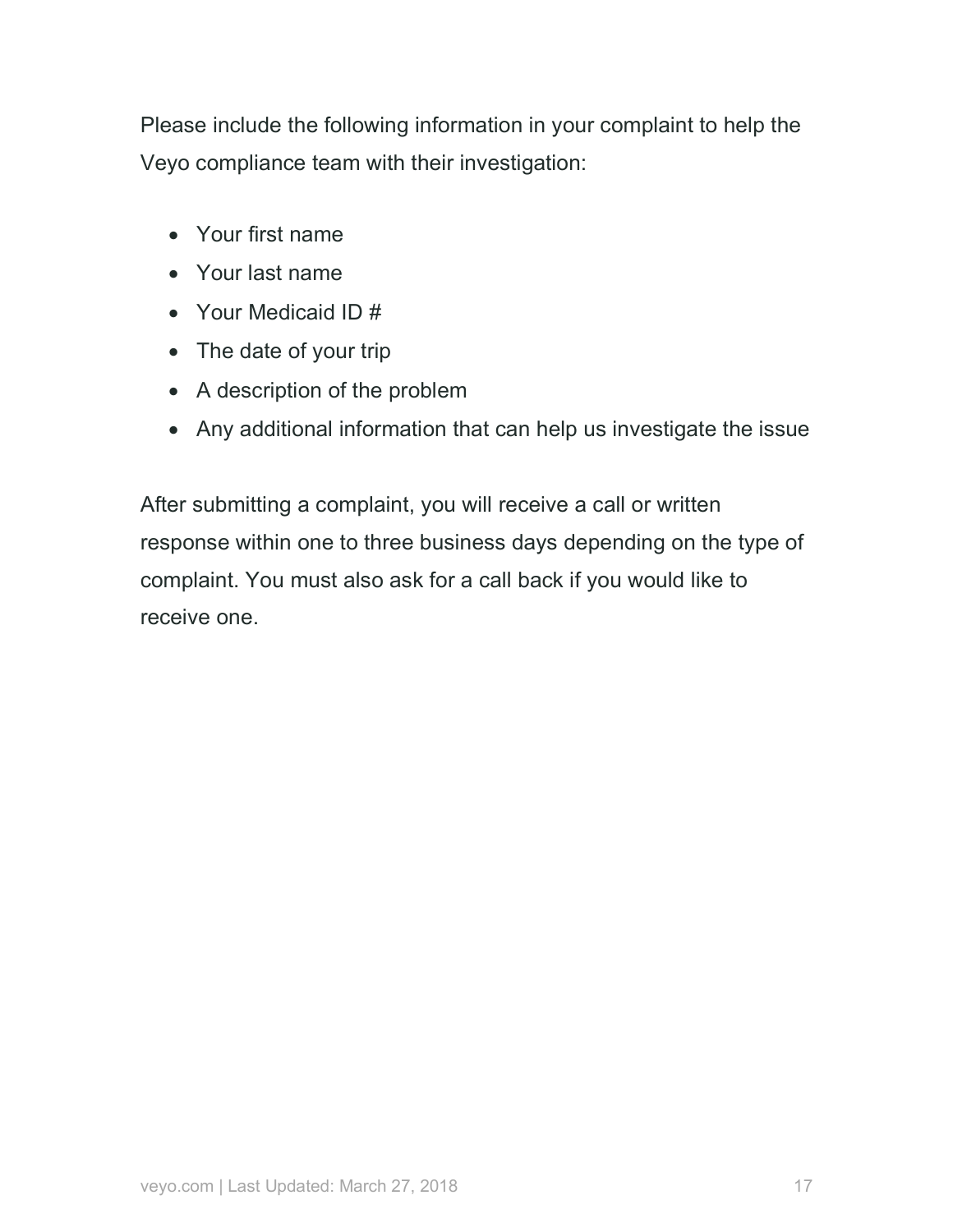Please include the following information in your complaint to help the Veyo compliance team with their investigation:

- Your first name
- Your last name
- Your Medicaid ID #
- The date of your trip
- A description of the problem
- Any additional information that can help us investigate the issue

After submitting a complaint, you will receive a call or written response within one to three business days depending on the type of complaint. You must also ask for a call back if you would like to receive one.